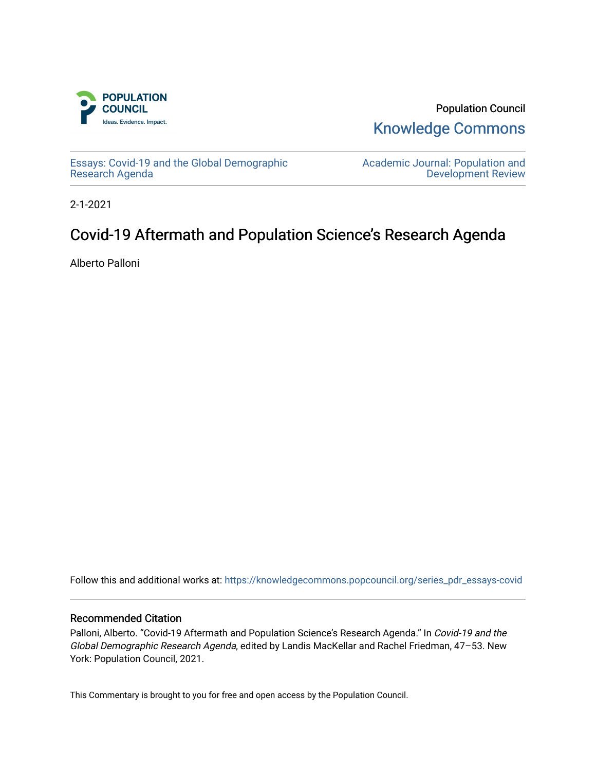Population Council

Knowledge Commons

Essays: Covid-19 and the Global Demographic Research Agenda

Academic Journal: Population and Development Review

2-1-2021

# Covid-19 Aftermath and Population Science's Research Agenda

Alberto Palloni

Follow this and additional works at: https://knowledgecommons.popcouncil.org/series_pdr_essays-covid

## Recommended Citation

Palloni, Alberto. "Covid-19 Aftermath and Population Science's Research Agenda." In *Covid-19 and the Global Demographic Research Agenda*, edited by Landis MacKellar and Rachel Friedman, 47–53. New York: Population Council, 2021.

This Commentary is brought to you for free and open access by the Population Council.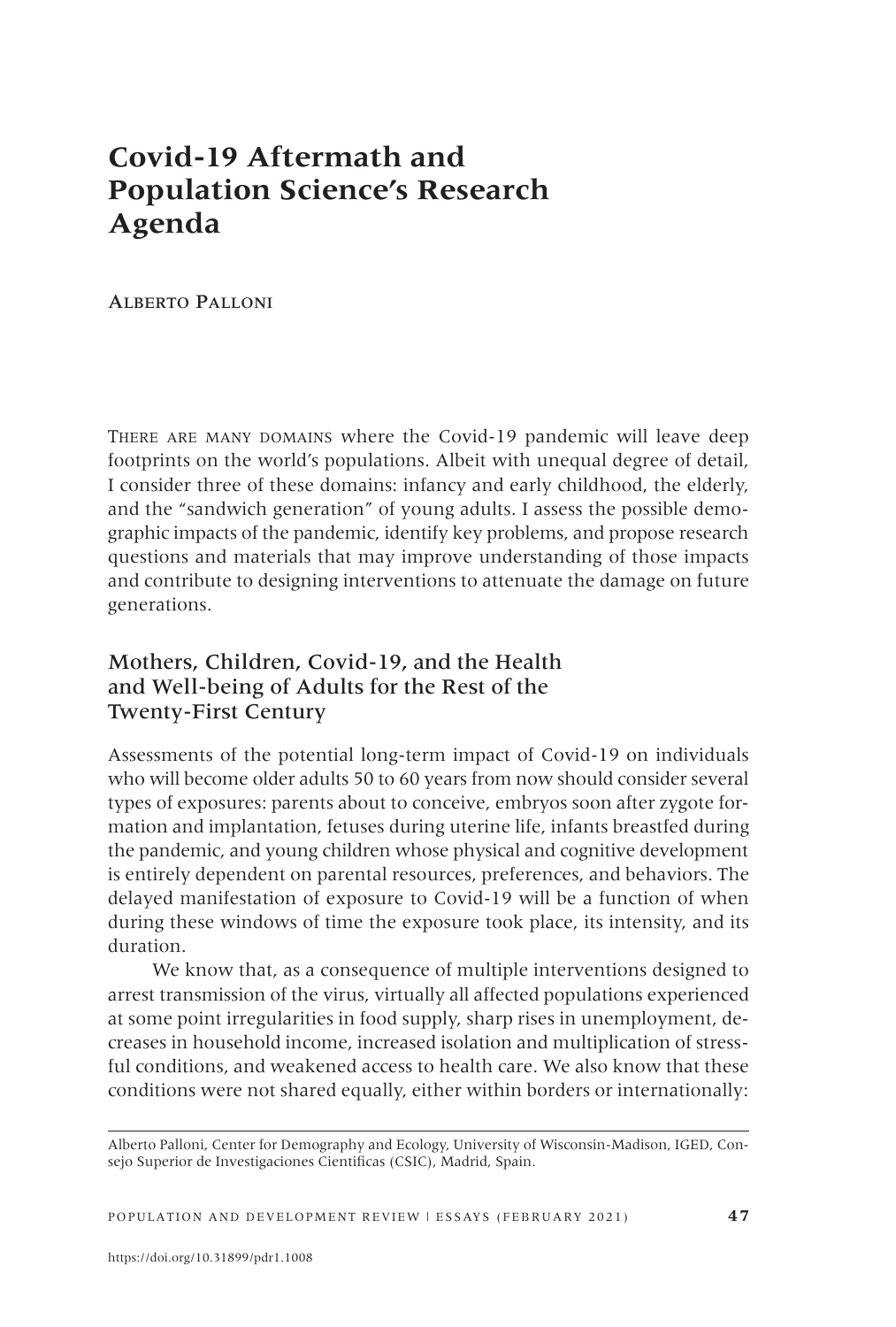# Covid-19 Aftermath and Population Science's Research Agenda

Alberto Palloni

There are many domains where the Covid-19 pandemic will leave deep footprints on the world's populations. Albeit with unequal degree of detail, I consider three of these domains: infancy and early childhood, the elderly, and the "sandwich generation" of young adults. I assess the possible demographic impacts of the pandemic, identify key problems, and propose research questions and materials that may improve understanding of those impacts and contribute to designing interventions to attenuate the damage on future generations.

## Mothers, Children, Covid-19, and the Health and Well-being of Adults for the Rest of the Twenty-First Century

Assessments of the potential long-term impact of Covid-19 on individuals who will become older adults 50 to 60 years from now should consider several types of exposures: parents about to conceive, embryos soon after zygote formation and implantation, fetuses during uterine life, infants breastfed during the pandemic, and young children whose physical and cognitive development is entirely dependent on parental resources, preferences, and behaviors. The delayed manifestation of exposure to Covid-19 will be a function of when during these windows of time the exposure took place, its intensity, and its duration.

We know that, as a consequence of multiple interventions designed to arrest transmission of the virus, virtually all affected populations experienced at some point irregularities in food supply, sharp rises in unemployment, decreases in household income, increased isolation and multiplication of stressful conditions, and weakened access to health care. We also know that these conditions were not shared equally, either within borders or internationally:

Alberto Palloni, Center for Demography and Ecology, University of Wisconsin-Madison, IGED, Consejo Superior de Investigaciones Cientificas (CSIC), Madrid, Spain.

https://doi.org/10.31899/pdr1.1008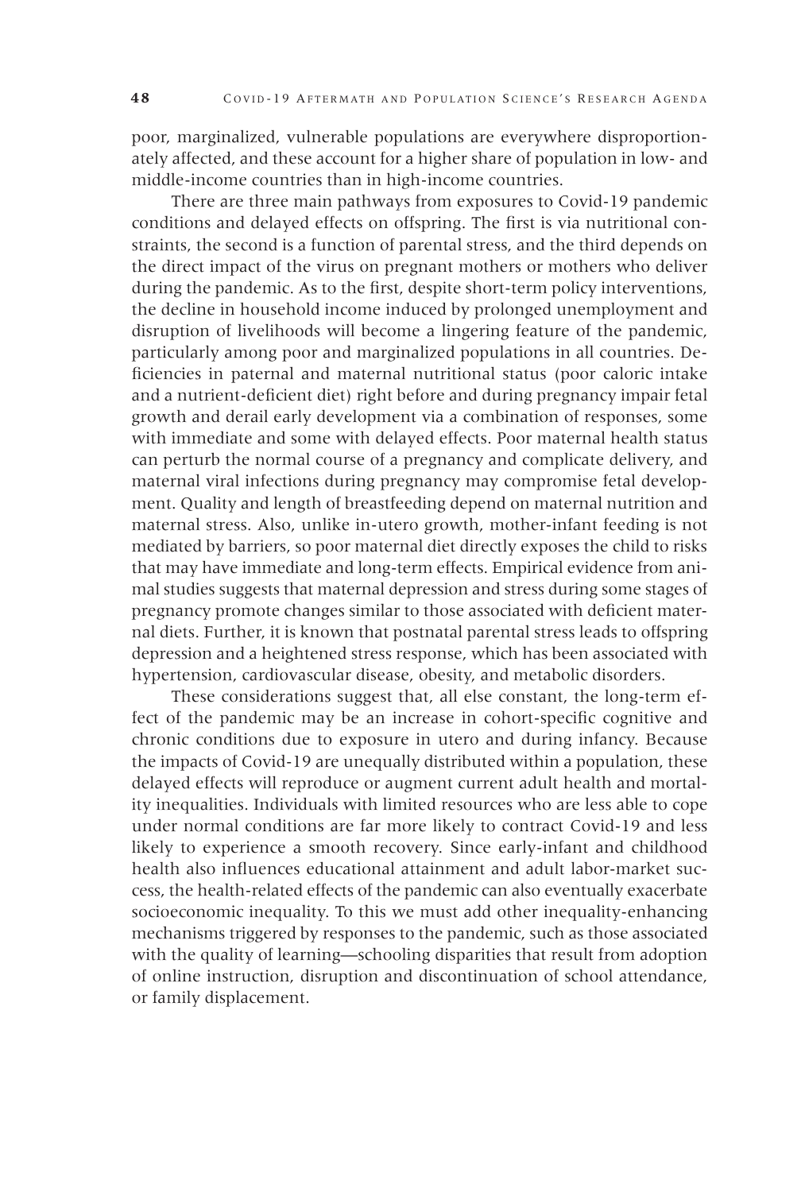poor, marginalized, vulnerable populations are everywhere disproportionately affected, and these account for a higher share of population in low- and middle-income countries than in high-income countries.

There are three main pathways from exposures to Covid-19 pandemic conditions and delayed effects on offspring. The first is via nutritional constraints, the second is a function of parental stress, and the third depends on the direct impact of the virus on pregnant mothers or mothers who deliver during the pandemic. As to the first, despite short-term policy interventions, the decline in household income induced by prolonged unemployment and disruption of livelihoods will become a lingering feature of the pandemic, particularly among poor and marginalized populations in all countries. Deficiencies in paternal and maternal nutritional status (poor caloric intake and a nutrient-deficient diet) right before and during pregnancy impair fetal growth and derail early development via a combination of responses, some with immediate and some with delayed effects. Poor maternal health status can perturb the normal course of a pregnancy and complicate delivery, and maternal viral infections during pregnancy may compromise fetal development. Quality and length of breastfeeding depend on maternal nutrition and maternal stress. Also, unlike in-utero growth, mother-infant feeding is not mediated by barriers, so poor maternal diet directly exposes the child to risks that may have immediate and long-term effects. Empirical evidence from animal studies suggests that maternal depression and stress during some stages of pregnancy promote changes similar to those associated with deficient maternal diets. Further, it is known that postnatal parental stress leads to offspring depression and a heightened stress response, which has been associated with hypertension, cardiovascular disease, obesity, and metabolic disorders.

These considerations suggest that, all else constant, the long-term effect of the pandemic may be an increase in cohort-specific cognitive and chronic conditions due to exposure in utero and during infancy. Because the impacts of Covid-19 are unequally distributed within a population, these delayed effects will reproduce or augment current adult health and mortality inequalities. Individuals with limited resources who are less able to cope under normal conditions are far more likely to contract Covid-19 and less likely to experience a smooth recovery. Since early-infant and childhood health also influences educational attainment and adult labor-market success, the health-related effects of the pandemic can also eventually exacerbate socioeconomic inequality. To this we must add other inequality-enhancing mechanisms triggered by responses to the pandemic, such as those associated with the quality of learning—schooling disparities that result from adoption of online instruction, disruption and discontinuation of school attendance, or family displacement.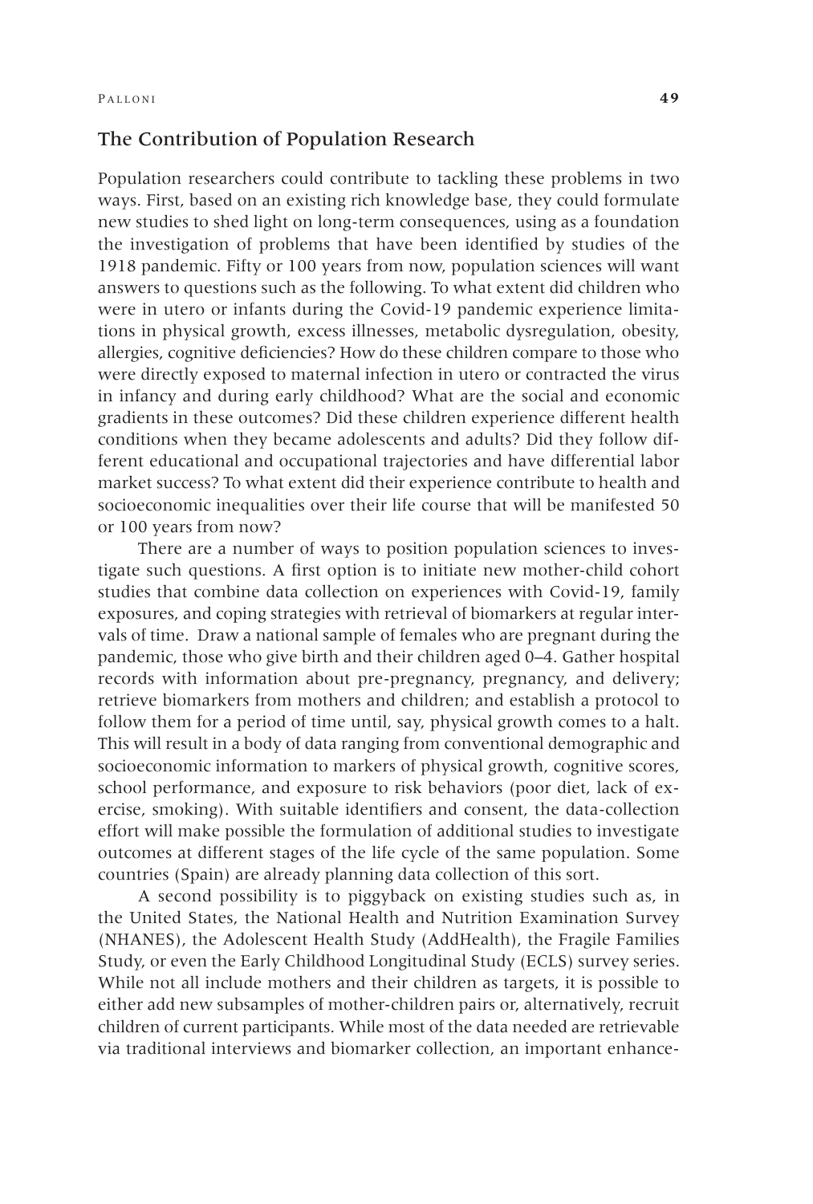## The Contribution of Population Research

Population researchers could contribute to tackling these problems in two ways. First, based on an existing rich knowledge base, they could formulate new studies to shed light on long-term consequences, using as a foundation the investigation of problems that have been identified by studies of the 1918 pandemic. Fifty or 100 years from now, population sciences will want answers to questions such as the following. To what extent did children who were in utero or infants during the Covid-19 pandemic experience limitations in physical growth, excess illnesses, metabolic dysregulation, obesity, allergies, cognitive deficiencies? How do these children compare to those who were directly exposed to maternal infection in utero or contracted the virus in infancy and during early childhood? What are the social and economic gradients in these outcomes? Did these children experience different health conditions when they became adolescents and adults? Did they follow different educational and occupational trajectories and have differential labor market success? To what extent did their experience contribute to health and socioeconomic inequalities over their life course that will be manifested 50 or 100 years from now?

There are a number of ways to position population sciences to investigate such questions. A first option is to initiate new mother-child cohort studies that combine data collection on experiences with Covid-19, family exposures, and coping strategies with retrieval of biomarkers at regular intervals of time. Draw a national sample of females who are pregnant during the pandemic, those who give birth and their children aged 0–4. Gather hospital records with information about pre-pregnancy, pregnancy, and delivery; retrieve biomarkers from mothers and children; and establish a protocol to follow them for a period of time until, say, physical growth comes to a halt. This will result in a body of data ranging from conventional demographic and socioeconomic information to markers of physical growth, cognitive scores, school performance, and exposure to risk behaviors (poor diet, lack of exercise, smoking). With suitable identifiers and consent, the data-collection effort will make possible the formulation of additional studies to investigate outcomes at different stages of the life cycle of the same population. Some countries (Spain) are already planning data collection of this sort.

A second possibility is to piggyback on existing studies such as, in the United States, the National Health and Nutrition Examination Survey (NHANES), the Adolescent Health Study (AddHealth), the Fragile Families Study, or even the Early Childhood Longitudinal Study (ECLS) survey series. While not all include mothers and their children as targets, it is possible to either add new subsamples of mother-children pairs or, alternatively, recruit children of current participants. While most of the data needed are retrievable via traditional interviews and biomarker collection, an important enhance-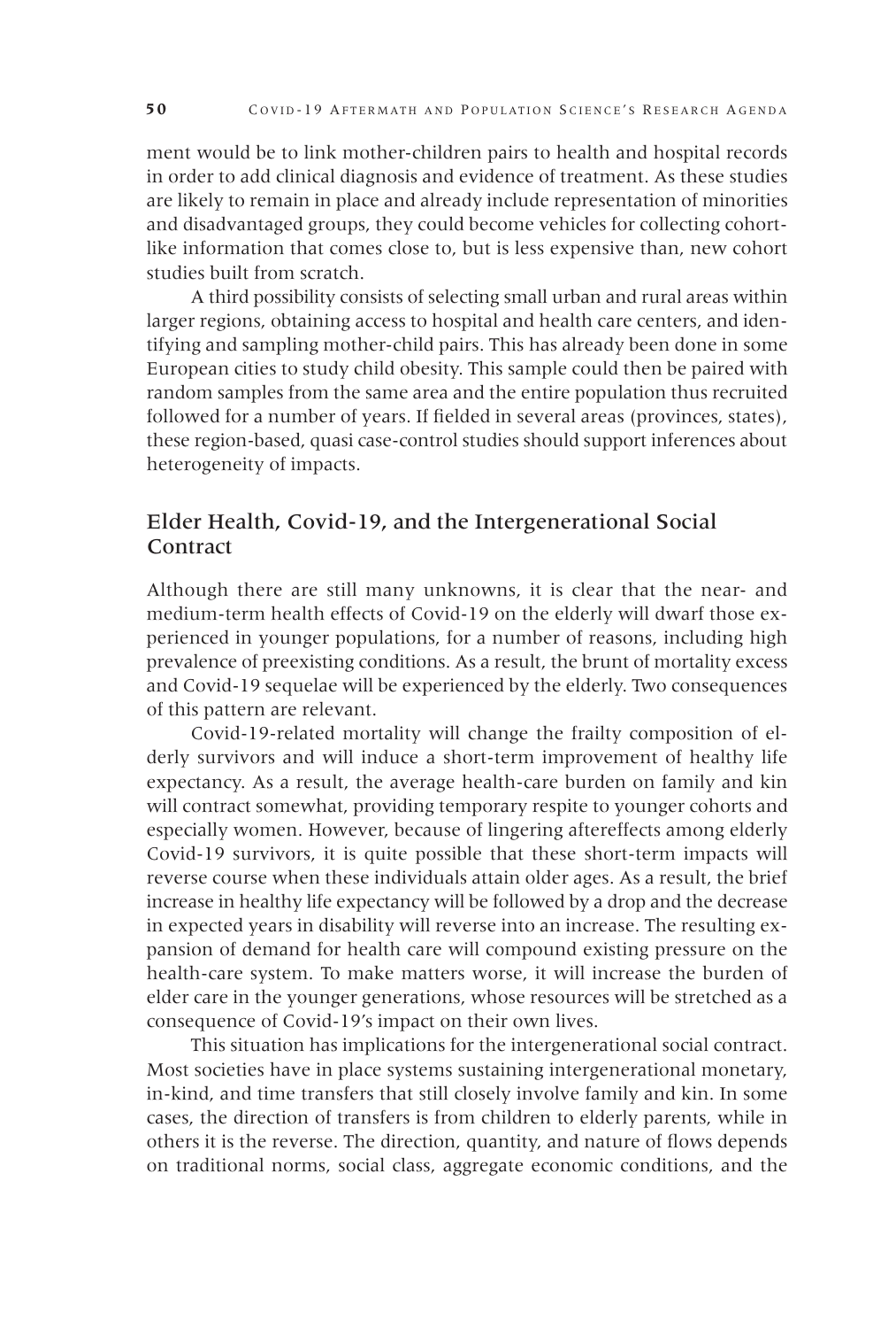ment would be to link mother-children pairs to health and hospital records in order to add clinical diagnosis and evidence of treatment. As these studies are likely to remain in place and already include representation of minorities and disadvantaged groups, they could become vehicles for collecting cohort-like information that comes close to, but is less expensive than, new cohort studies built from scratch.

A third possibility consists of selecting small urban and rural areas within larger regions, obtaining access to hospital and health care centers, and identifying and sampling mother-child pairs. This has already been done in some European cities to study child obesity. This sample could then be paired with random samples from the same area and the entire population thus recruited followed for a number of years. If fielded in several areas (provinces, states), these region-based, quasi case-control studies should support inferences about heterogeneity of impacts.

## Elder Health, Covid-19, and the Intergenerational Social Contract

Although there are still many unknowns, it is clear that the near- and medium-term health effects of Covid-19 on the elderly will dwarf those experienced in younger populations, for a number of reasons, including high prevalence of preexisting conditions. As a result, the brunt of mortality excess and Covid-19 sequelae will be experienced by the elderly. Two consequences of this pattern are relevant.

Covid-19-related mortality will change the frailty composition of elderly survivors and will induce a short-term improvement of healthy life expectancy. As a result, the average health-care burden on family and kin will contract somewhat, providing temporary respite to younger cohorts and especially women. However, because of lingering aftereffects among elderly Covid-19 survivors, it is quite possible that these short-term impacts will reverse course when these individuals attain older ages. As a result, the brief increase in healthy life expectancy will be followed by a drop and the decrease in expected years in disability will reverse into an increase. The resulting expansion of demand for health care will compound existing pressure on the health-care system. To make matters worse, it will increase the burden of elder care in the younger generations, whose resources will be stretched as a consequence of Covid-19's impact on their own lives.

This situation has implications for the intergenerational social contract. Most societies have in place systems sustaining intergenerational monetary, in-kind, and time transfers that still closely involve family and kin. In some cases, the direction of transfers is from children to elderly parents, while in others it is the reverse. The direction, quantity, and nature of flows depends on traditional norms, social class, aggregate economic conditions, and the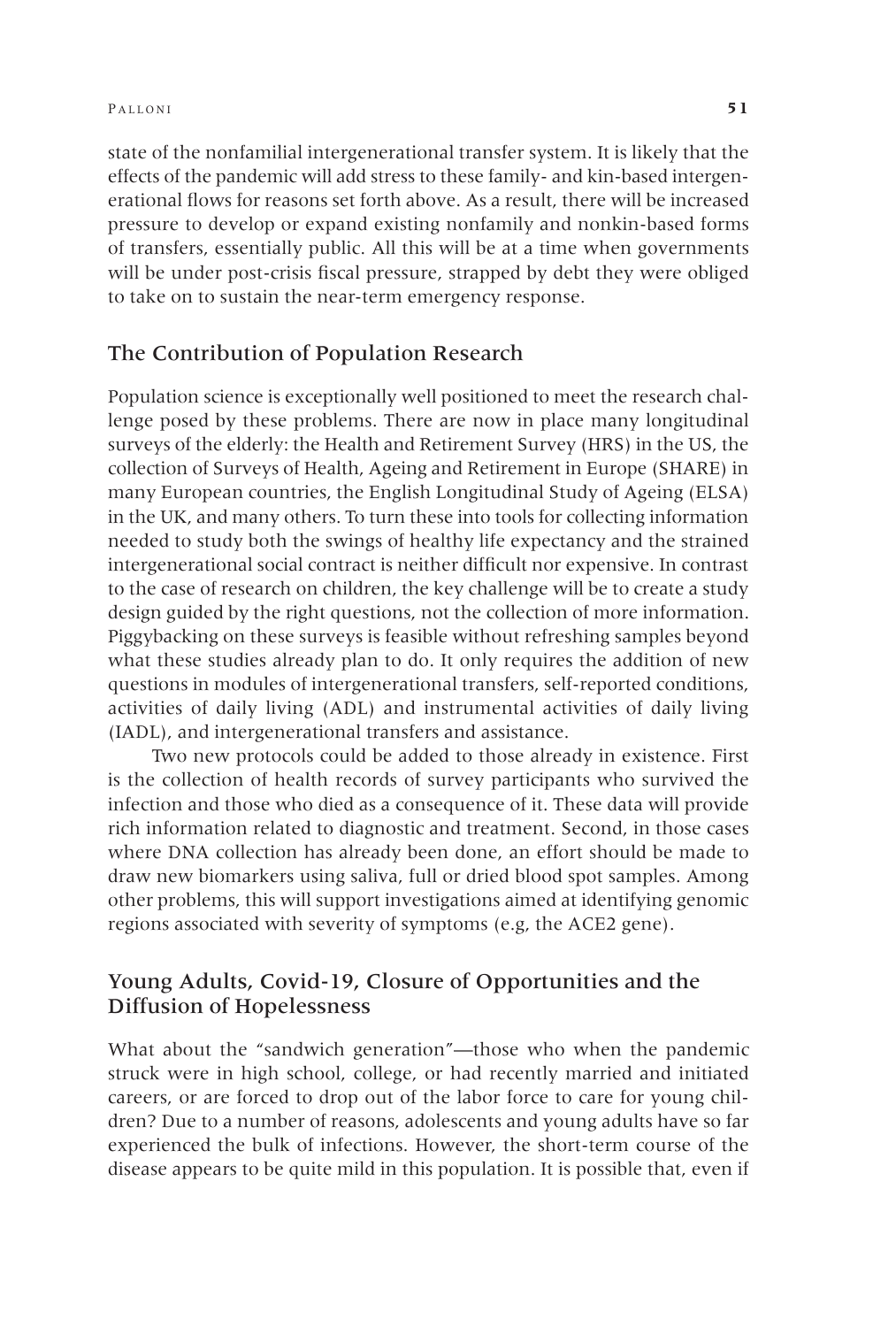state of the nonfamilial intergenerational transfer system. It is likely that the effects of the pandemic will add stress to these family- and kin-based intergenerational flows for reasons set forth above. As a result, there will be increased pressure to develop or expand existing nonfamily and nonkin-based forms of transfers, essentially public. All this will be at a time when governments will be under post-crisis fiscal pressure, strapped by debt they were obliged to take on to sustain the near-term emergency response.

## The Contribution of Population Research

Population science is exceptionally well positioned to meet the research challenge posed by these problems. There are now in place many longitudinal surveys of the elderly: the Health and Retirement Survey (HRS) in the US, the collection of Surveys of Health, Ageing and Retirement in Europe (SHARE) in many European countries, the English Longitudinal Study of Ageing (ELSA) in the UK, and many others. To turn these into tools for collecting information needed to study both the swings of healthy life expectancy and the strained intergenerational social contract is neither difficult nor expensive. In contrast to the case of research on children, the key challenge will be to create a study design guided by the right questions, not the collection of more information. Piggybacking on these surveys is feasible without refreshing samples beyond what these studies already plan to do. It only requires the addition of new questions in modules of intergenerational transfers, self-reported conditions, activities of daily living (ADL) and instrumental activities of daily living (IADL), and intergenerational transfers and assistance.

Two new protocols could be added to those already in existence. First is the collection of health records of survey participants who survived the infection and those who died as a consequence of it. These data will provide rich information related to diagnostic and treatment. Second, in those cases where DNA collection has already been done, an effort should be made to draw new biomarkers using saliva, full or dried blood spot samples. Among other problems, this will support investigations aimed at identifying genomic regions associated with severity of symptoms (e.g, the ACE2 gene).

## Young Adults, Covid-19, Closure of Opportunities and the Diffusion of Hopelessness

What about the "sandwich generation"—those who when the pandemic struck were in high school, college, or had recently married and initiated careers, or are forced to drop out of the labor force to care for young children? Due to a number of reasons, adolescents and young adults have so far experienced the bulk of infections. However, the short-term course of the disease appears to be quite mild in this population. It is possible that, even if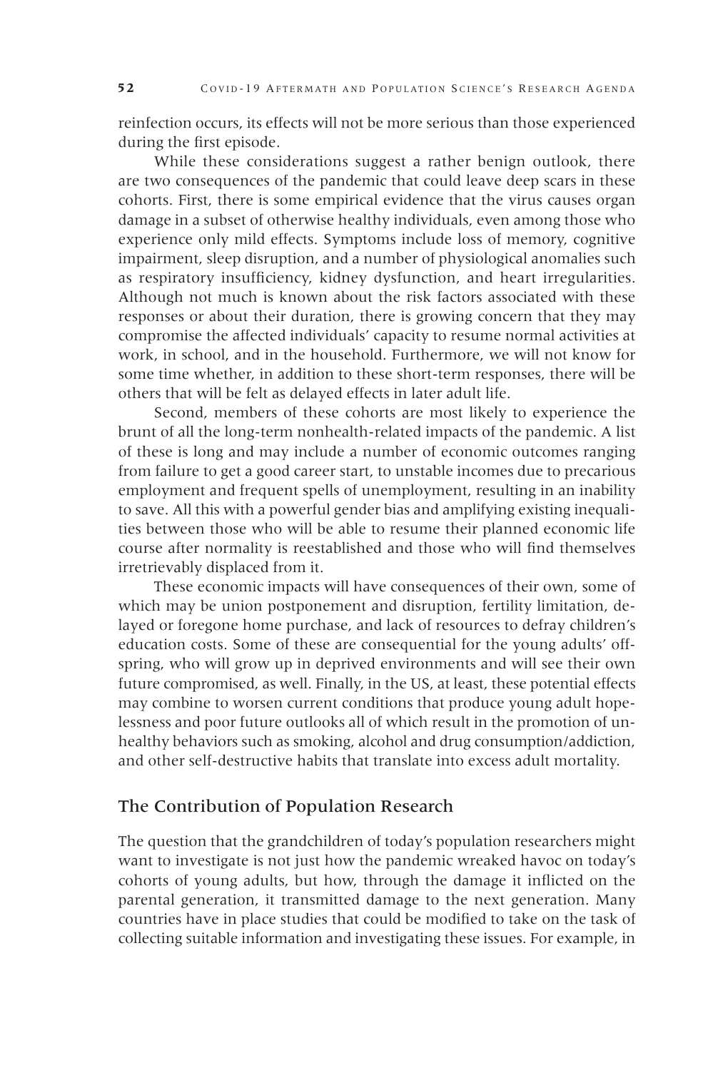reinfection occurs, its effects will not be more serious than those experienced during the first episode.

While these considerations suggest a rather benign outlook, there are two consequences of the pandemic that could leave deep scars in these cohorts. First, there is some empirical evidence that the virus causes organ damage in a subset of otherwise healthy individuals, even among those who experience only mild effects. Symptoms include loss of memory, cognitive impairment, sleep disruption, and a number of physiological anomalies such as respiratory insufficiency, kidney dysfunction, and heart irregularities. Although not much is known about the risk factors associated with these responses or about their duration, there is growing concern that they may compromise the affected individuals' capacity to resume normal activities at work, in school, and in the household. Furthermore, we will not know for some time whether, in addition to these short-term responses, there will be others that will be felt as delayed effects in later adult life.

Second, members of these cohorts are most likely to experience the brunt of all the long-term nonhealth-related impacts of the pandemic. A list of these is long and may include a number of economic outcomes ranging from failure to get a good career start, to unstable incomes due to precarious employment and frequent spells of unemployment, resulting in an inability to save. All this with a powerful gender bias and amplifying existing inequalities between those who will be able to resume their planned economic life course after normality is reestablished and those who will find themselves irretrievably displaced from it.

These economic impacts will have consequences of their own, some of which may be union postponement and disruption, fertility limitation, delayed or foregone home purchase, and lack of resources to defray children's education costs. Some of these are consequential for the young adults' offspring, who will grow up in deprived environments and will see their own future compromised, as well. Finally, in the US, at least, these potential effects may combine to worsen current conditions that produce young adult hopelessness and poor future outlooks all of which result in the promotion of unhealthy behaviors such as smoking, alcohol and drug consumption/addiction, and other self-destructive habits that translate into excess adult mortality.

## The Contribution of Population Research

The question that the grandchildren of today's population researchers might want to investigate is not just how the pandemic wreaked havoc on today's cohorts of young adults, but how, through the damage it inflicted on the parental generation, it transmitted damage to the next generation. Many countries have in place studies that could be modified to take on the task of collecting suitable information and investigating these issues. For example, in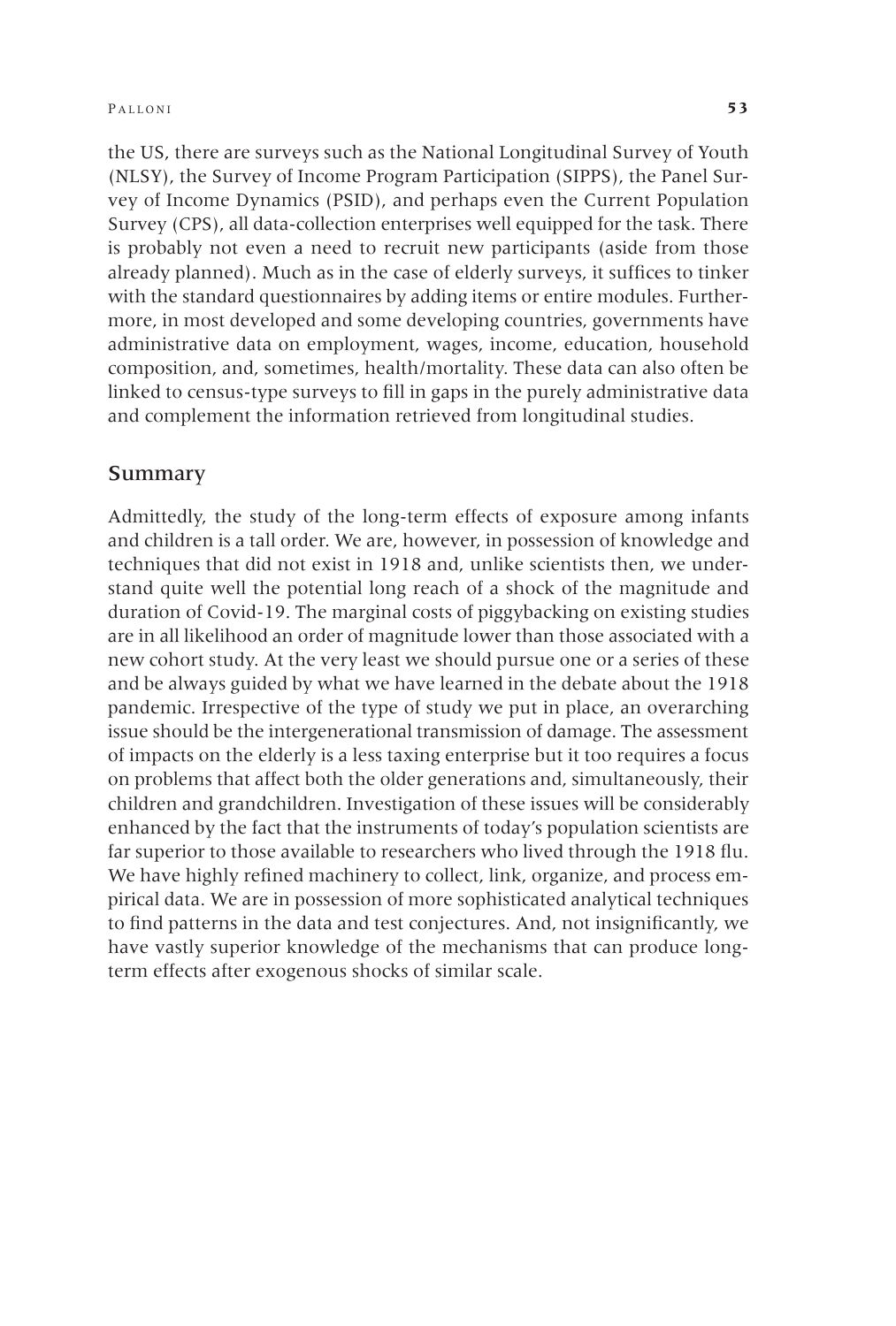the US, there are surveys such as the National Longitudinal Survey of Youth (NLSY), the Survey of Income Program Participation (SIPPS), the Panel Survey of Income Dynamics (PSID), and perhaps even the Current Population Survey (CPS), all data-collection enterprises well equipped for the task. There is probably not even a need to recruit new participants (aside from those already planned). Much as in the case of elderly surveys, it suffices to tinker with the standard questionnaires by adding items or entire modules. Furthermore, in most developed and some developing countries, governments have administrative data on employment, wages, income, education, household composition, and, sometimes, health/mortality. These data can also often be linked to census-type surveys to fill in gaps in the purely administrative data and complement the information retrieved from longitudinal studies.

## Summary

Admittedly, the study of the long-term effects of exposure among infants and children is a tall order. We are, however, in possession of knowledge and techniques that did not exist in 1918 and, unlike scientists then, we understand quite well the potential long reach of a shock of the magnitude and duration of Covid-19. The marginal costs of piggybacking on existing studies are in all likelihood an order of magnitude lower than those associated with a new cohort study. At the very least we should pursue one or a series of these and be always guided by what we have learned in the debate about the 1918 pandemic. Irrespective of the type of study we put in place, an overarching issue should be the intergenerational transmission of damage. The assessment of impacts on the elderly is a less taxing enterprise but it too requires a focus on problems that affect both the older generations and, simultaneously, their children and grandchildren. Investigation of these issues will be considerably enhanced by the fact that the instruments of today's population scientists are far superior to those available to researchers who lived through the 1918 flu. We have highly refined machinery to collect, link, organize, and process empirical data. We are in possession of more sophisticated analytical techniques to find patterns in the data and test conjectures. And, not insignificantly, we have vastly superior knowledge of the mechanisms that can produce long-term effects after exogenous shocks of similar scale.